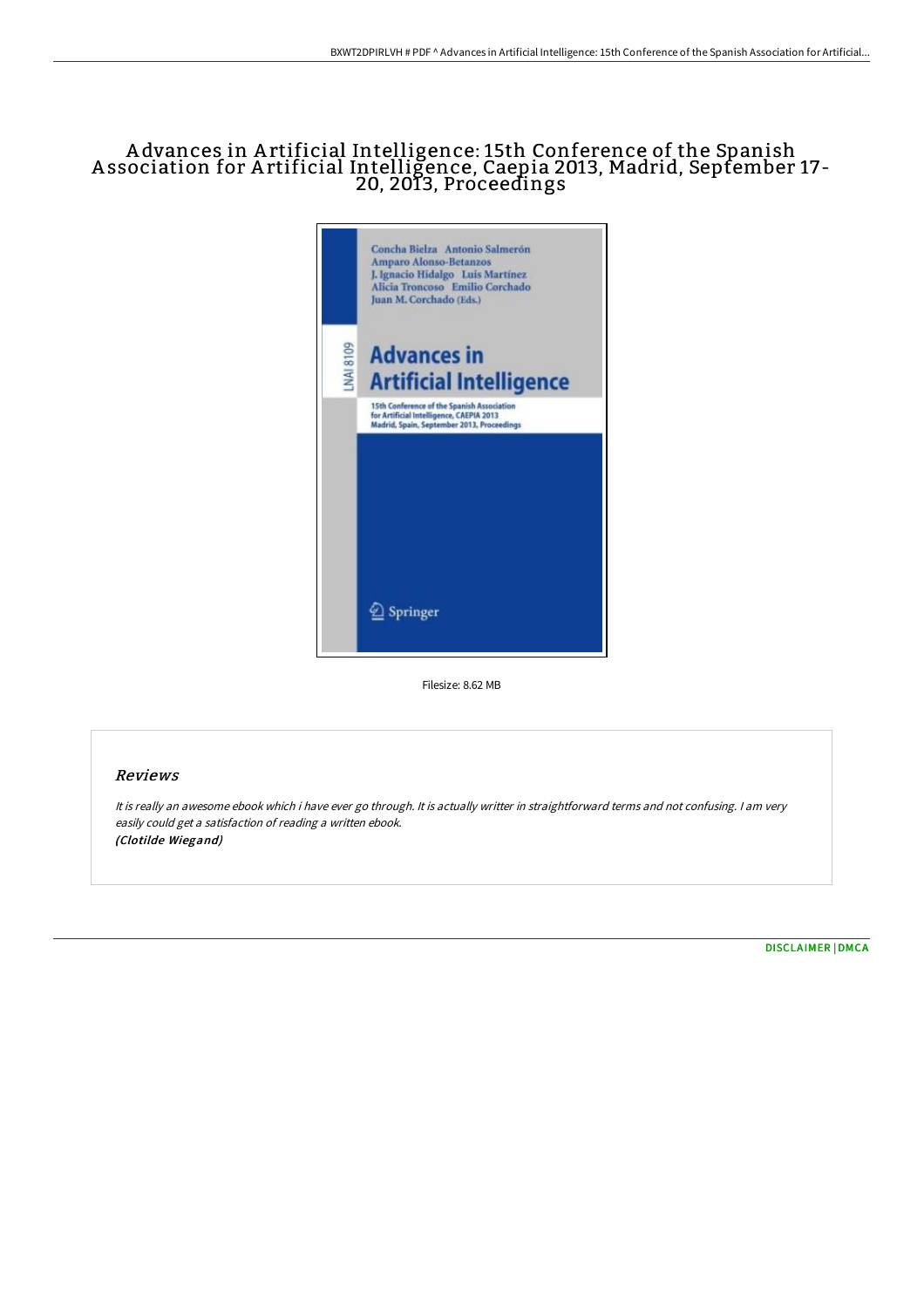# Advances in Artificial Intelligence: 15th Conference of the Spanish Association for Artificial Intelligence, Caepia 2013, Madrid, September 17-20, 2013, Proceedings

Concha Bielza Antonio Salmerón
Amparo Alonso-Betanzos
J. Ignacio Hidalgo Luis Martínez
Alicia Troncoso Emilio Corchado
Juan M. Corchado (Eds.)

LNAI 8109

**Advances in Artificial Intelligence**

15th Conference of the Spanish Association for Artificial Intelligence, CAEPIA 2013
Madrid, Spain, September 2013, Proceedings

Springer

Filesize: 8.62 MB

## Reviews

*It is really an awesome ebook which i have ever go through. It is actually writter in straightforward terms and not confusing. I am very easily could get a satisfaction of reading a written ebook.*
***(Clotilde Wiegand)***

DISCLAIMER | DMCA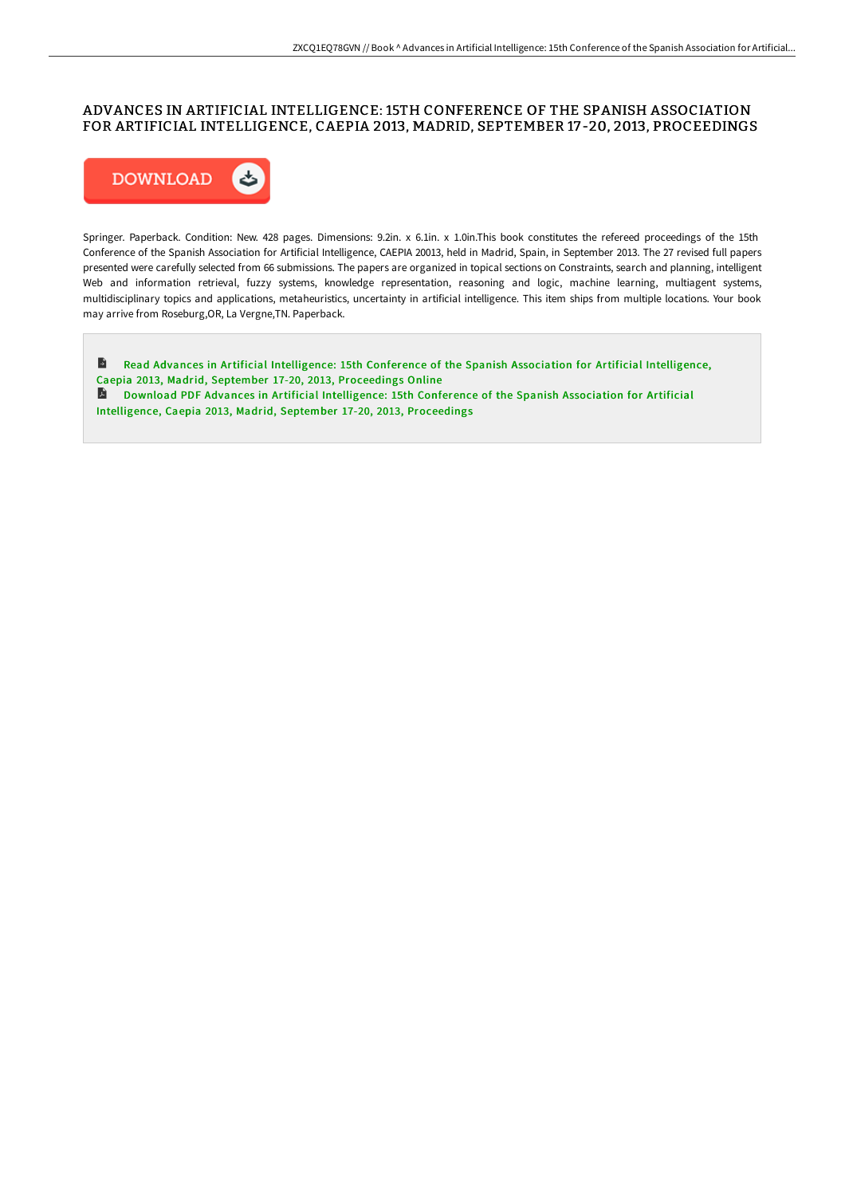# ADVANCES IN ARTIFICIAL INTELLIGENCE: 15TH CONFERENCE OF THE SPANISH ASSOCIATION FOR ARTIFICIAL INTELLIGENCE, CAEPIA 2013, MADRID, SEPTEMBER 17-20, 2013, PROCEEDINGS

DOWNLOAD

Springer. Paperback. Condition: New. 428 pages. Dimensions: 9.2in. x 6.1in. x 1.0in.This book constitutes the refereed proceedings of the 15th Conference of the Spanish Association for Artificial Intelligence, CAEPIA 20013, held in Madrid, Spain, in September 2013. The 27 revised full papers presented were carefully selected from 66 submissions. The papers are organized in topical sections on Constraints, search and planning, intelligent Web and information retrieval, fuzzy systems, knowledge representation, reasoning and logic, machine learning, multiagent systems, multidisciplinary topics and applications, metaheuristics, uncertainty in artificial intelligence. This item ships from multiple locations. Your book may arrive from Roseburg,OR, La Vergne,TN. Paperback.

Read Advances in Artificial Intelligence: 15th Conference of the Spanish Association for Artificial Intelligence, Caepia 2013, Madrid, September 17-20, 2013, Proceedings Online

Download PDF Advances in Artificial Intelligence: 15th Conference of the Spanish Association for Artificial Intelligence, Caepia 2013, Madrid, September 17-20, 2013, Proceedings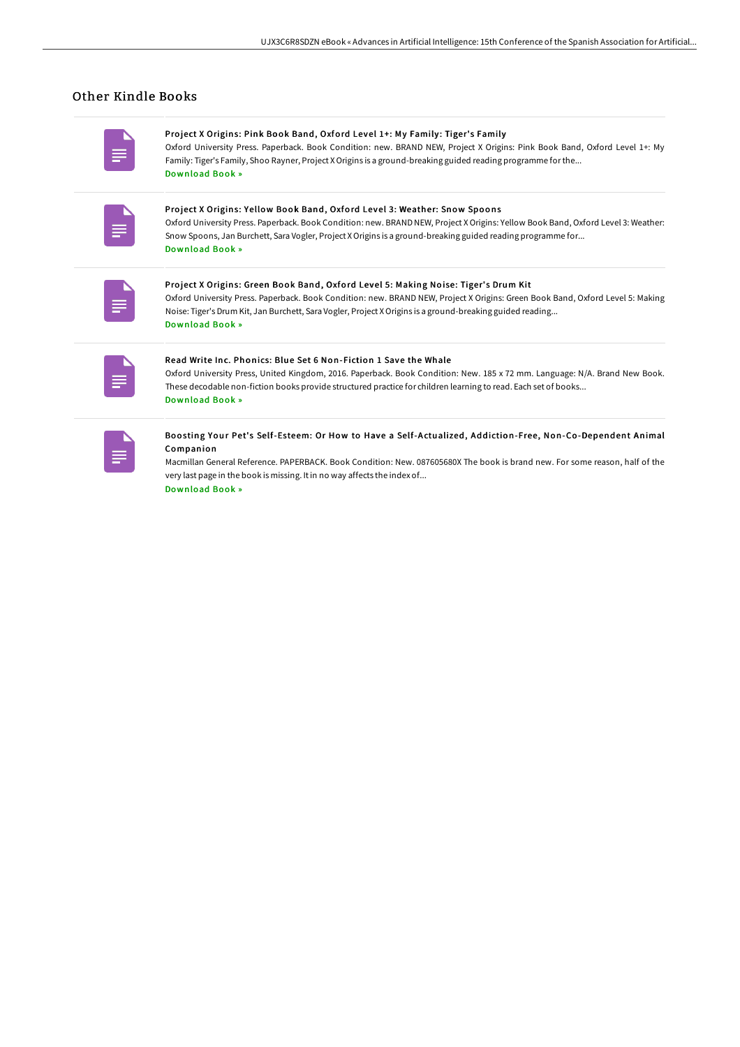## Other Kindle Books

### Project X Origins: Pink Book Band, Oxford Level 1+: My Family: Tiger's Family

Oxford University Press. Paperback. Book Condition: new. BRAND NEW, Project X Origins: Pink Book Band, Oxford Level 1+: My Family: Tiger's Family, Shoo Rayner, Project X Origins is a ground-breaking guided reading programme for the...

Download Book »

### Project X Origins: Yellow Book Band, Oxford Level 3: Weather: Snow Spoons

Oxford University Press. Paperback. Book Condition: new. BRAND NEW, Project X Origins: Yellow Book Band, Oxford Level 3: Weather: Snow Spoons, Jan Burchett, Sara Vogler, Project X Origins is a ground-breaking guided reading programme for...

Download Book »

### Project X Origins: Green Book Band, Oxford Level 5: Making Noise: Tiger's Drum Kit

Oxford University Press. Paperback. Book Condition: new. BRAND NEW, Project X Origins: Green Book Band, Oxford Level 5: Making Noise: Tiger's Drum Kit, Jan Burchett, Sara Vogler, Project X Origins is a ground-breaking guided reading...

Download Book »

### Read Write Inc. Phonics: Blue Set 6 Non-Fiction 1 Save the Whale

Oxford University Press, United Kingdom, 2016. Paperback. Book Condition: New. 185 x 72 mm. Language: N/A. Brand New Book. These decodable non-fiction books provide structured practice for children learning to read. Each set of books...

Download Book »

### Boosting Your Pet's Self-Esteem: Or How to Have a Self-Actualized, Addiction-Free, Non-Co-Dependent Animal Companion

Macmillan General Reference. PAPERBACK. Book Condition: New. 087605680X The book is brand new. For some reason, half of the very last page in the book is missing. It in no way affects the index of...

Download Book »